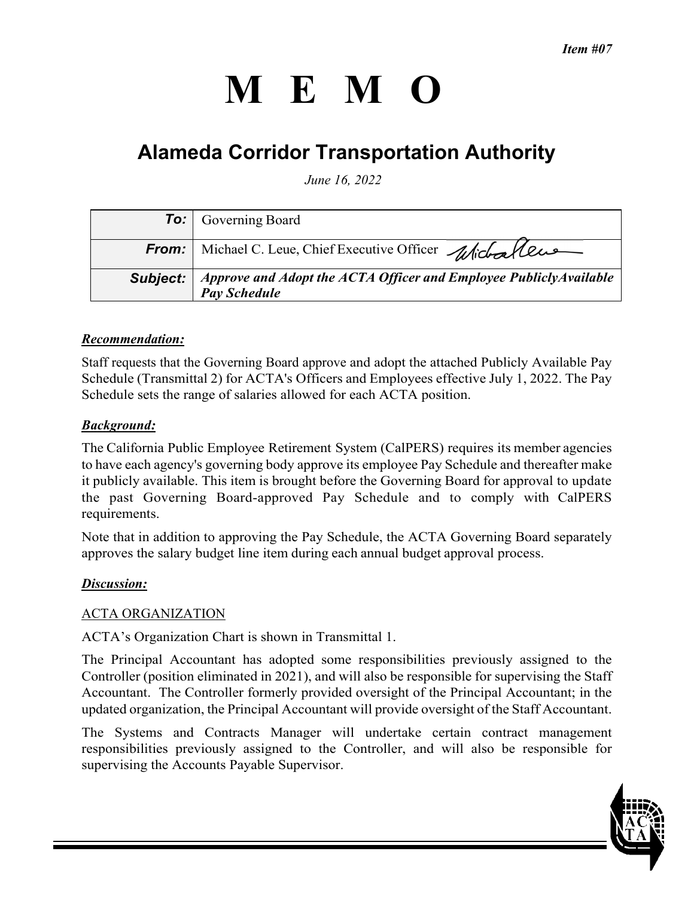*Item #07*

# M E M O

## Alameda Corridor Transportation Authority

*June 16, 2022*

| | |
|---|---|
| **To:** | Governing Board |
| **From:** | Michael C. Leue, Chief Executive Officer |
| **Subject:** | ***Approve and Adopt the ACTA Officer and Employee PubliclyAvailable Pay Schedule*** |

***Recommendation:***

Staff requests that the Governing Board approve and adopt the attached Publicly Available Pay Schedule (Transmittal 2) for ACTA's Officers and Employees effective July 1, 2022. The Pay Schedule sets the range of salaries allowed for each ACTA position.

***Background:***

The California Public Employee Retirement System (CalPERS) requires its member agencies to have each agency's governing body approve its employee Pay Schedule and thereafter make it publicly available. This item is brought before the Governing Board for approval to update the past Governing Board-approved Pay Schedule and to comply with CalPERS requirements.

Note that in addition to approving the Pay Schedule, the ACTA Governing Board separately approves the salary budget line item during each annual budget approval process.

***Discussion:***

ACTA ORGANIZATION

ACTA's Organization Chart is shown in Transmittal 1.

The Principal Accountant has adopted some responsibilities previously assigned to the Controller (position eliminated in 2021), and will also be responsible for supervising the Staff Accountant. The Controller formerly provided oversight of the Principal Accountant; in the updated organization, the Principal Accountant will provide oversight of the Staff Accountant.

The Systems and Contracts Manager will undertake certain contract management responsibilities previously assigned to the Controller, and will also be responsible for supervising the Accounts Payable Supervisor.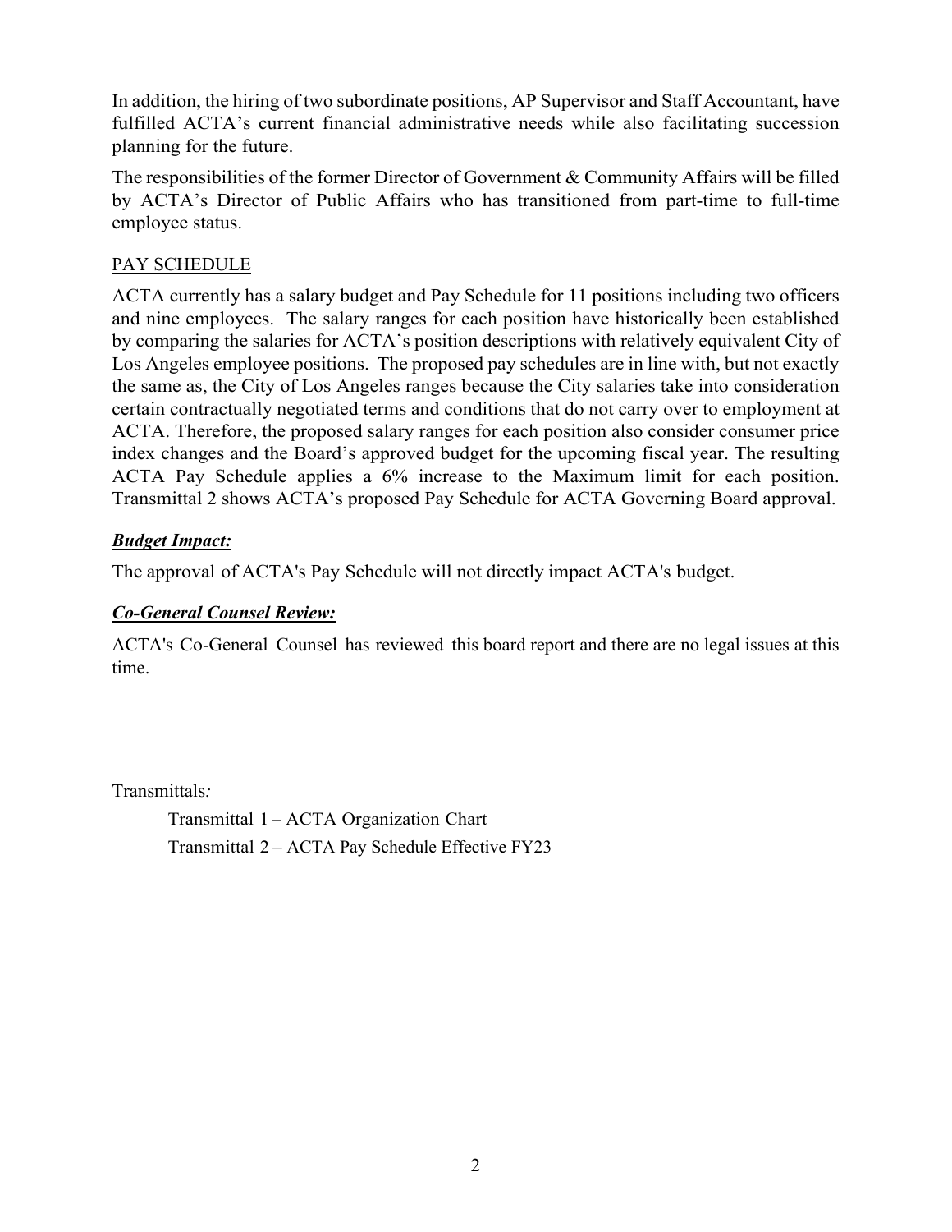In addition, the hiring of two subordinate positions, AP Supervisor and Staff Accountant, have fulfilled ACTA's current financial administrative needs while also facilitating succession planning for the future.

The responsibilities of the former Director of Government & Community Affairs will be filled by ACTA's Director of Public Affairs who has transitioned from part-time to full-time employee status.

PAY SCHEDULE

ACTA currently has a salary budget and Pay Schedule for 11 positions including two officers and nine employees. The salary ranges for each position have historically been established by comparing the salaries for ACTA's position descriptions with relatively equivalent City of Los Angeles employee positions. The proposed pay schedules are in line with, but not exactly the same as, the City of Los Angeles ranges because the City salaries take into consideration certain contractually negotiated terms and conditions that do not carry over to employment at ACTA. Therefore, the proposed salary ranges for each position also consider consumer price index changes and the Board's approved budget for the upcoming fiscal year. The resulting ACTA Pay Schedule applies a 6% increase to the Maximum limit for each position. Transmittal 2 shows ACTA's proposed Pay Schedule for ACTA Governing Board approval.

***Budget Impact:***

The approval of ACTA's Pay Schedule will not directly impact ACTA's budget.

***Co-General Counsel Review:***

ACTA's Co-General Counsel has reviewed this board report and there are no legal issues at this time.

Transmittals*:*

Transmittal 1 – ACTA Organization Chart

Transmittal 2 – ACTA Pay Schedule Effective FY23